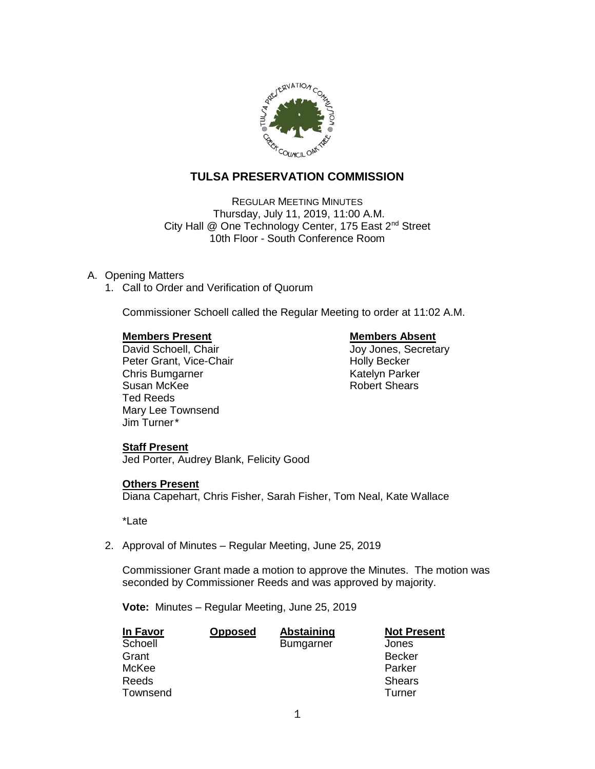# TULSA PRESERVATION COMMISSION

REGULAR MEETING MINUTES
Thursday, July 11, 2019, 11:00 A.M.
City Hall @ One Technology Center, 175 East 2nd Street
10th Floor - South Conference Room

A. Opening Matters

1. Call to Order and Verification of Quorum

   Commissioner Schoell called the Regular Meeting to order at 11:02 A.M.

   | **Members Present** | **Members Absent** |
   |---|---|
   | David Schoell, Chair | Joy Jones, Secretary |
   | Peter Grant, Vice-Chair | Holly Becker |
   | Chris Bumgarner | Katelyn Parker |
   | Susan McKee | Robert Shears |
   | Ted Reeds | |
   | Mary Lee Townsend | |
   | Jim Turner* | |

   **Staff Present**
   Jed Porter, Audrey Blank, Felicity Good

   **Others Present**
   Diana Capehart, Chris Fisher, Sarah Fisher, Tom Neal, Kate Wallace

   *Late

2. Approval of Minutes – Regular Meeting, June 25, 2019

   Commissioner Grant made a motion to approve the Minutes. The motion was seconded by Commissioner Reeds and was approved by majority.

   **Vote:** Minutes – Regular Meeting, June 25, 2019

   | In Favor | Opposed | Abstaining | Not Present |
   |---|---|---|---|
   | Schoell | | Bumgarner | Jones |
   | Grant | | | Becker |
   | McKee | | | Parker |
   | Reeds | | | Shears |
   | Townsend | | | Turner |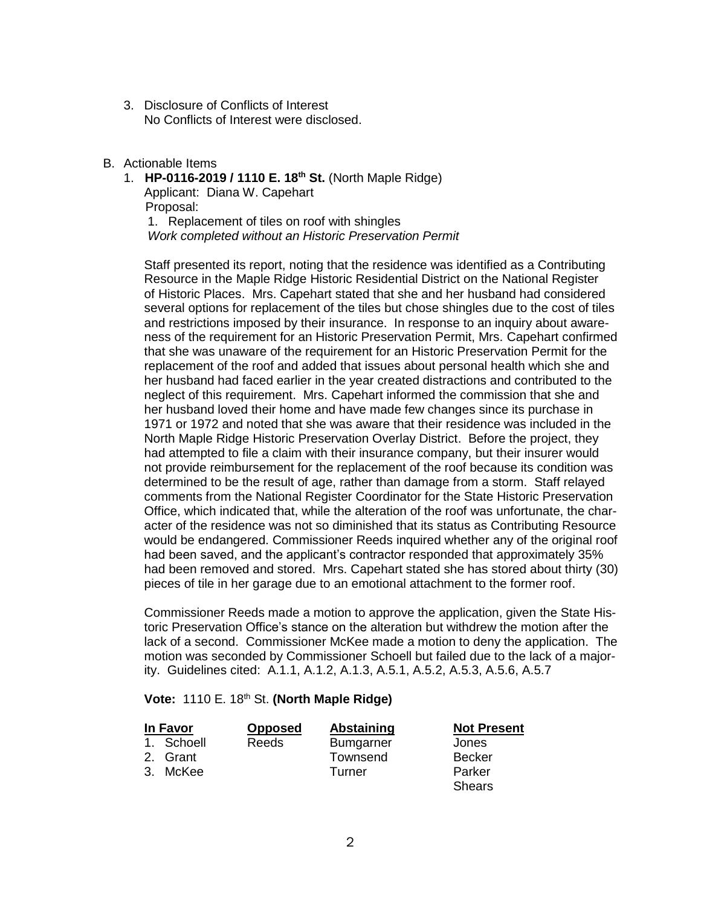3. Disclosure of Conflicts of Interest
   No Conflicts of Interest were disclosed.

B. Actionable Items

1. **HP-0116-2019 / 1110 E. 18th St.** (North Maple Ridge)
   Applicant: Diana W. Capehart
   Proposal:
   1. Replacement of tiles on roof with shingles
   *Work completed without an Historic Preservation Permit*

   Staff presented its report, noting that the residence was identified as a Contributing Resource in the Maple Ridge Historic Residential District on the National Register of Historic Places. Mrs. Capehart stated that she and her husband had considered several options for replacement of the tiles but chose shingles due to the cost of tiles and restrictions imposed by their insurance. In response to an inquiry about awareness of the requirement for an Historic Preservation Permit, Mrs. Capehart confirmed that she was unaware of the requirement for an Historic Preservation Permit for the replacement of the roof and added that issues about personal health which she and her husband had faced earlier in the year created distractions and contributed to the neglect of this requirement. Mrs. Capehart informed the commission that she and her husband loved their home and have made few changes since its purchase in 1971 or 1972 and noted that she was aware that their residence was included in the North Maple Ridge Historic Preservation Overlay District. Before the project, they had attempted to file a claim with their insurance company, but their insurer would not provide reimbursement for the replacement of the roof because its condition was determined to be the result of age, rather than damage from a storm. Staff relayed comments from the National Register Coordinator for the State Historic Preservation Office, which indicated that, while the alteration of the roof was unfortunate, the character of the residence was not so diminished that its status as Contributing Resource would be endangered. Commissioner Reeds inquired whether any of the original roof had been saved, and the applicant's contractor responded that approximately 35% had been removed and stored. Mrs. Capehart stated she has stored about thirty (30) pieces of tile in her garage due to an emotional attachment to the former roof.

   Commissioner Reeds made a motion to approve the application, given the State Historic Preservation Office's stance on the alteration but withdrew the motion after the lack of a second. Commissioner McKee made a motion to deny the application. The motion was seconded by Commissioner Schoell but failed due to the lack of a majority. Guidelines cited: A.1.1, A.1.2, A.1.3, A.5.1, A.5.2, A.5.3, A.5.6, A.5.7

   **Vote:** 1110 E. 18th St. **(North Maple Ridge)**

| In Favor | Opposed | Abstaining | Not Present |
|---|---|---|---|
| 1. Schoell | Reeds | Bumgarner | Jones |
| 2. Grant | | Townsend | Becker |
| 3. McKee | | Turner | Parker |
| | | | Shears |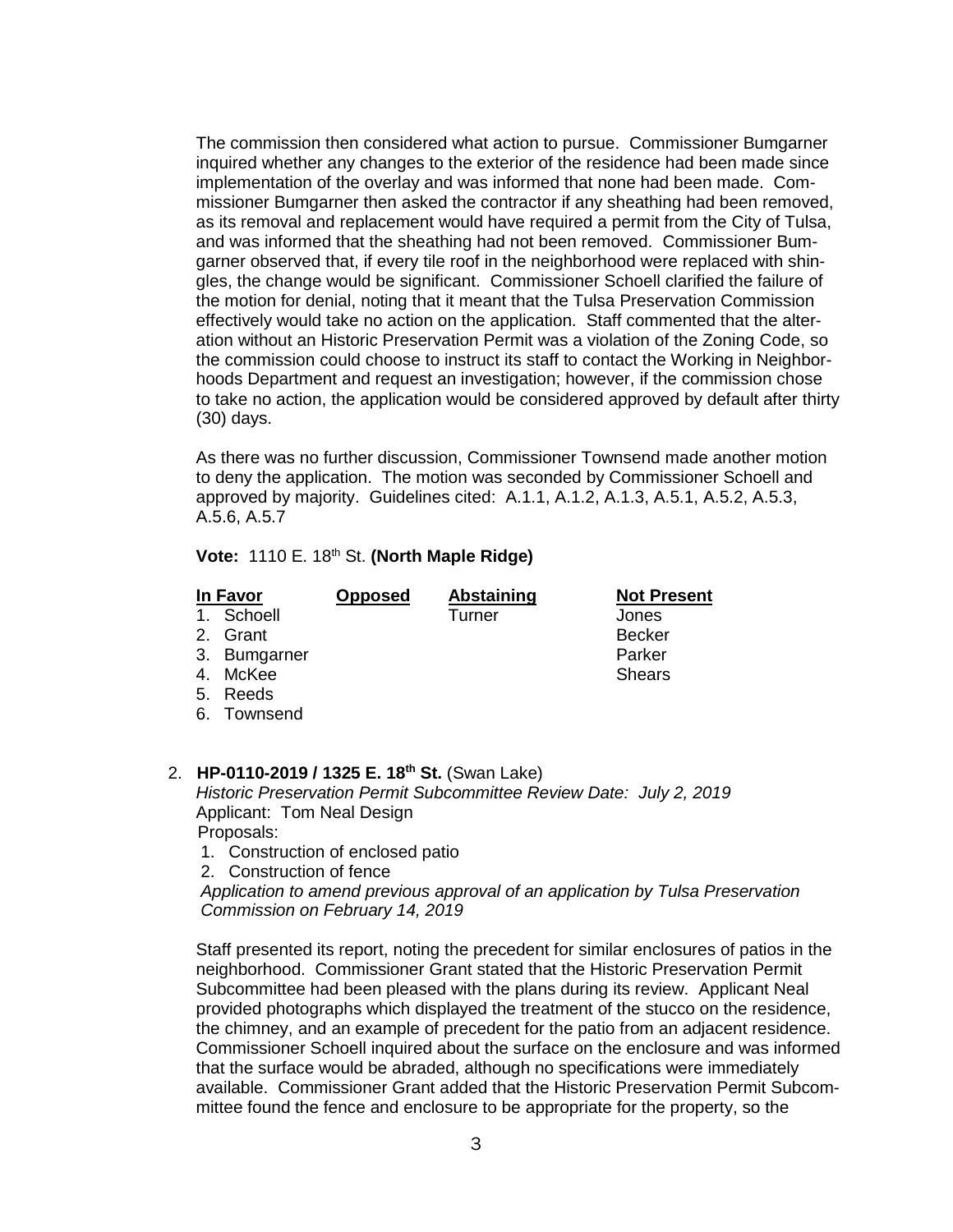The commission then considered what action to pursue. Commissioner Bumgarner inquired whether any changes to the exterior of the residence had been made since implementation of the overlay and was informed that none had been made. Commissioner Bumgarner then asked the contractor if any sheathing had been removed, as its removal and replacement would have required a permit from the City of Tulsa, and was informed that the sheathing had not been removed. Commissioner Bumgarner observed that, if every tile roof in the neighborhood were replaced with shingles, the change would be significant. Commissioner Schoell clarified the failure of the motion for denial, noting that it meant that the Tulsa Preservation Commission effectively would take no action on the application. Staff commented that the alteration without an Historic Preservation Permit was a violation of the Zoning Code, so the commission could choose to instruct its staff to contact the Working in Neighborhoods Department and request an investigation; however, if the commission chose to take no action, the application would be considered approved by default after thirty (30) days.

As there was no further discussion, Commissioner Townsend made another motion to deny the application. The motion was seconded by Commissioner Schoell and approved by majority. Guidelines cited: A.1.1, A.1.2, A.1.3, A.5.1, A.5.2, A.5.3, A.5.6, A.5.7

**Vote:** 1110 E. 18th St. **(North Maple Ridge)**

| In Favor | Opposed | Abstaining | Not Present |
|---|---|---|---|
| 1. Schoell | | Turner | Jones |
| 2. Grant | | | Becker |
| 3. Bumgarner | | | Parker |
| 4. McKee | | | Shears |
| 5. Reeds | | | |
| 6. Townsend | | | |

2. **HP-0110-2019 / 1325 E. 18th St.** (Swan Lake)
   *Historic Preservation Permit Subcommittee Review Date: July 2, 2019*
   Applicant: Tom Neal Design
   Proposals:
   1. Construction of enclosed patio
   2. Construction of fence

   *Application to amend previous approval of an application by Tulsa Preservation Commission on February 14, 2019*

   Staff presented its report, noting the precedent for similar enclosures of patios in the neighborhood. Commissioner Grant stated that the Historic Preservation Permit Subcommittee had been pleased with the plans during its review. Applicant Neal provided photographs which displayed the treatment of the stucco on the residence, the chimney, and an example of precedent for the patio from an adjacent residence. Commissioner Schoell inquired about the surface on the enclosure and was informed that the surface would be abraded, although no specifications were immediately available. Commissioner Grant added that the Historic Preservation Permit Subcommittee found the fence and enclosure to be appropriate for the property, so the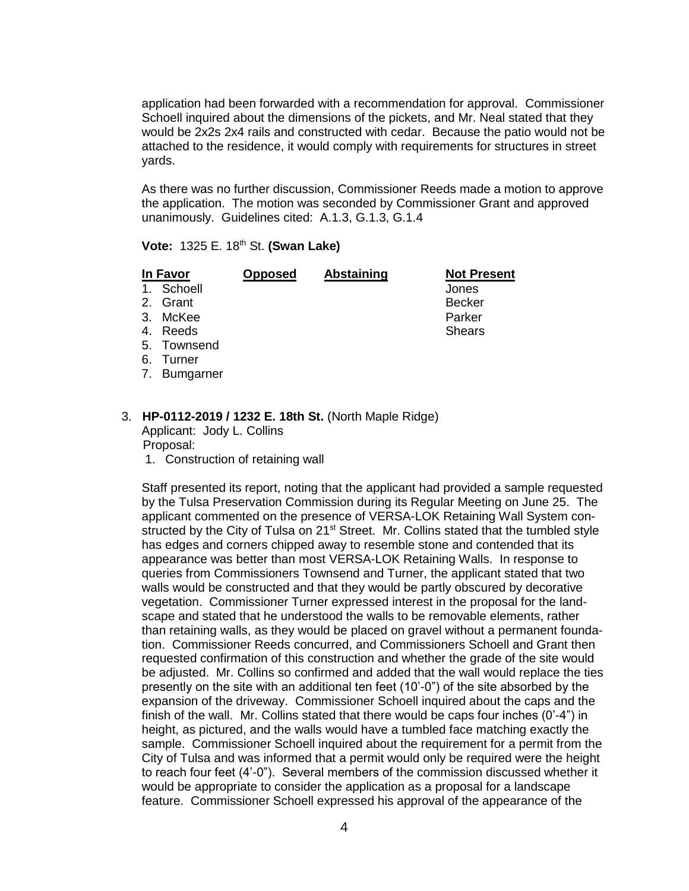application had been forwarded with a recommendation for approval. Commissioner Schoell inquired about the dimensions of the pickets, and Mr. Neal stated that they would be 2x2s 2x4 rails and constructed with cedar. Because the patio would not be attached to the residence, it would comply with requirements for structures in street yards.

As there was no further discussion, Commissioner Reeds made a motion to approve the application. The motion was seconded by Commissioner Grant and approved unanimously. Guidelines cited: A.1.3, G.1.3, G.1.4

**Vote:** 1325 E. 18th St. **(Swan Lake)**

| In Favor | Opposed | Abstaining | Not Present |
|---|---|---|---|
| 1. Schoell | | | Jones |
| 2. Grant | | | Becker |
| 3. McKee | | | Parker |
| 4. Reeds | | | Shears |
| 5. Townsend | | | |
| 6. Turner | | | |
| 7. Bumgarner | | | |

3. **HP-0112-2019 / 1232 E. 18th St.** (North Maple Ridge)
   Applicant: Jody L. Collins
   Proposal:
   1. Construction of retaining wall

   Staff presented its report, noting that the applicant had provided a sample requested by the Tulsa Preservation Commission during its Regular Meeting on June 25. The applicant commented on the presence of VERSA-LOK Retaining Wall System constructed by the City of Tulsa on 21st Street. Mr. Collins stated that the tumbled style has edges and corners chipped away to resemble stone and contended that its appearance was better than most VERSA-LOK Retaining Walls. In response to queries from Commissioners Townsend and Turner, the applicant stated that two walls would be constructed and that they would be partly obscured by decorative vegetation. Commissioner Turner expressed interest in the proposal for the landscape and stated that he understood the walls to be removable elements, rather than retaining walls, as they would be placed on gravel without a permanent foundation. Commissioner Reeds concurred, and Commissioners Schoell and Grant then requested confirmation of this construction and whether the grade of the site would be adjusted. Mr. Collins so confirmed and added that the wall would replace the ties presently on the site with an additional ten feet (10'-0") of the site absorbed by the expansion of the driveway. Commissioner Schoell inquired about the caps and the finish of the wall. Mr. Collins stated that there would be caps four inches (0'-4") in height, as pictured, and the walls would have a tumbled face matching exactly the sample. Commissioner Schoell inquired about the requirement for a permit from the City of Tulsa and was informed that a permit would only be required were the height to reach four feet (4'-0"). Several members of the commission discussed whether it would be appropriate to consider the application as a proposal for a landscape feature. Commissioner Schoell expressed his approval of the appearance of the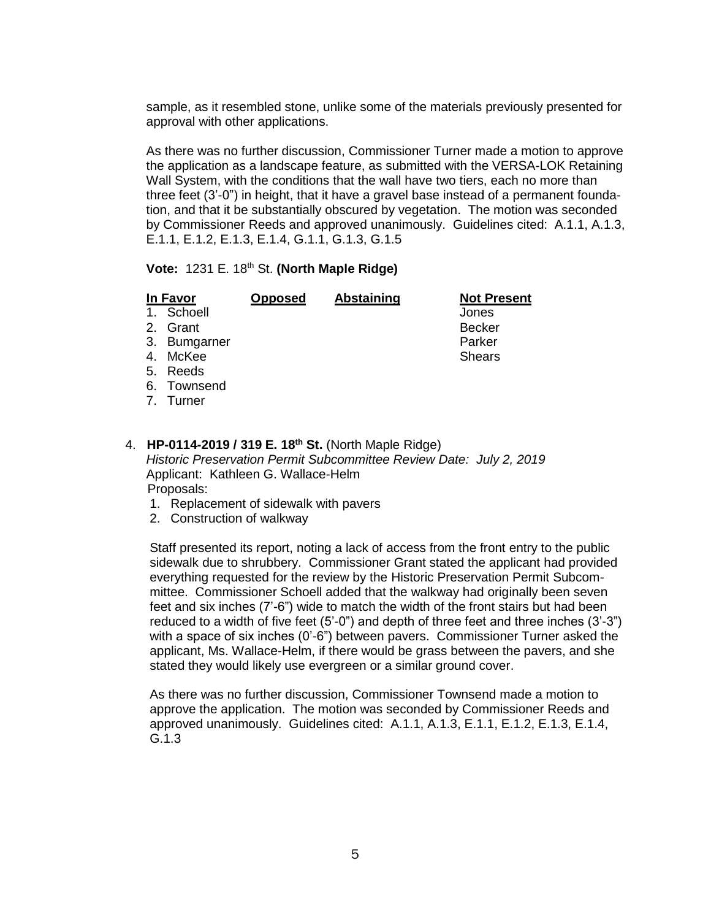sample, as it resembled stone, unlike some of the materials previously presented for approval with other applications.

As there was no further discussion, Commissioner Turner made a motion to approve the application as a landscape feature, as submitted with the VERSA-LOK Retaining Wall System, with the conditions that the wall have two tiers, each no more than three feet (3'-0") in height, that it have a gravel base instead of a permanent foundation, and that it be substantially obscured by vegetation. The motion was seconded by Commissioner Reeds and approved unanimously. Guidelines cited: A.1.1, A.1.3, E.1.1, E.1.2, E.1.3, E.1.4, G.1.1, G.1.3, G.1.5

**Vote:** 1231 E. 18th St. **(North Maple Ridge)**

| In Favor | Opposed | Abstaining | Not Present |
|---|---|---|---|
| 1. Schoell | | | Jones |
| 2. Grant | | | Becker |
| 3. Bumgarner | | | Parker |
| 4. McKee | | | Shears |
| 5. Reeds | | | |
| 6. Townsend | | | |
| 7. Turner | | | |

4. **HP-0114-2019 / 319 E. 18th St.** (North Maple Ridge)
   *Historic Preservation Permit Subcommittee Review Date: July 2, 2019*
   Applicant: Kathleen G. Wallace-Helm
   Proposals:
   1. Replacement of sidewalk with pavers
   2. Construction of walkway

   Staff presented its report, noting a lack of access from the front entry to the public sidewalk due to shrubbery. Commissioner Grant stated the applicant had provided everything requested for the review by the Historic Preservation Permit Subcommittee. Commissioner Schoell added that the walkway had originally been seven feet and six inches (7'-6") wide to match the width of the front stairs but had been reduced to a width of five feet (5'-0") and depth of three feet and three inches (3'-3") with a space of six inches (0'-6") between pavers. Commissioner Turner asked the applicant, Ms. Wallace-Helm, if there would be grass between the pavers, and she stated they would likely use evergreen or a similar ground cover.

   As there was no further discussion, Commissioner Townsend made a motion to approve the application. The motion was seconded by Commissioner Reeds and approved unanimously. Guidelines cited: A.1.1, A.1.3, E.1.1, E.1.2, E.1.3, E.1.4, G.1.3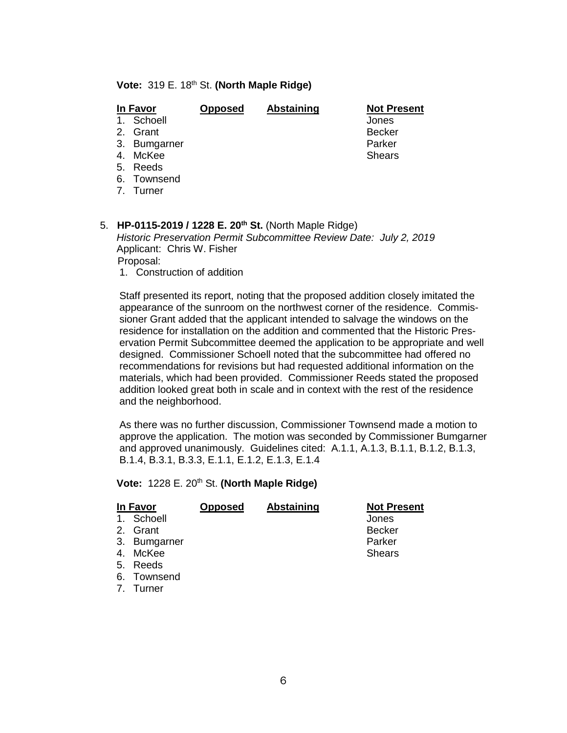**Vote:** 319 E. 18th St. **(North Maple Ridge)**

| In Favor | Opposed | Abstaining | Not Present |
|---|---|---|---|
| 1. Schoell | | | Jones |
| 2. Grant | | | Becker |
| 3. Bumgarner | | | Parker |
| 4. McKee | | | Shears |
| 5. Reeds | | | |
| 6. Townsend | | | |
| 7. Turner | | | |

5. **HP-0115-2019 / 1228 E. 20th St.** (North Maple Ridge)
   *Historic Preservation Permit Subcommittee Review Date: July 2, 2019*
   Applicant: Chris W. Fisher
   Proposal:
   1. Construction of addition

   Staff presented its report, noting that the proposed addition closely imitated the appearance of the sunroom on the northwest corner of the residence. Commissioner Grant added that the applicant intended to salvage the windows on the residence for installation on the addition and commented that the Historic Preservation Permit Subcommittee deemed the application to be appropriate and well designed. Commissioner Schoell noted that the subcommittee had offered no recommendations for revisions but had requested additional information on the materials, which had been provided. Commissioner Reeds stated the proposed addition looked great both in scale and in context with the rest of the residence and the neighborhood.

   As there was no further discussion, Commissioner Townsend made a motion to approve the application. The motion was seconded by Commissioner Bumgarner and approved unanimously. Guidelines cited: A.1.1, A.1.3, B.1.1, B.1.2, B.1.3, B.1.4, B.3.1, B.3.3, E.1.1, E.1.2, E.1.3, E.1.4

**Vote:** 1228 E. 20th St. **(North Maple Ridge)**

| In Favor | Opposed | Abstaining | Not Present |
|---|---|---|---|
| 1. Schoell | | | Jones |
| 2. Grant | | | Becker |
| 3. Bumgarner | | | Parker |
| 4. McKee | | | Shears |
| 5. Reeds | | | |
| 6. Townsend | | | |
| 7. Turner | | | |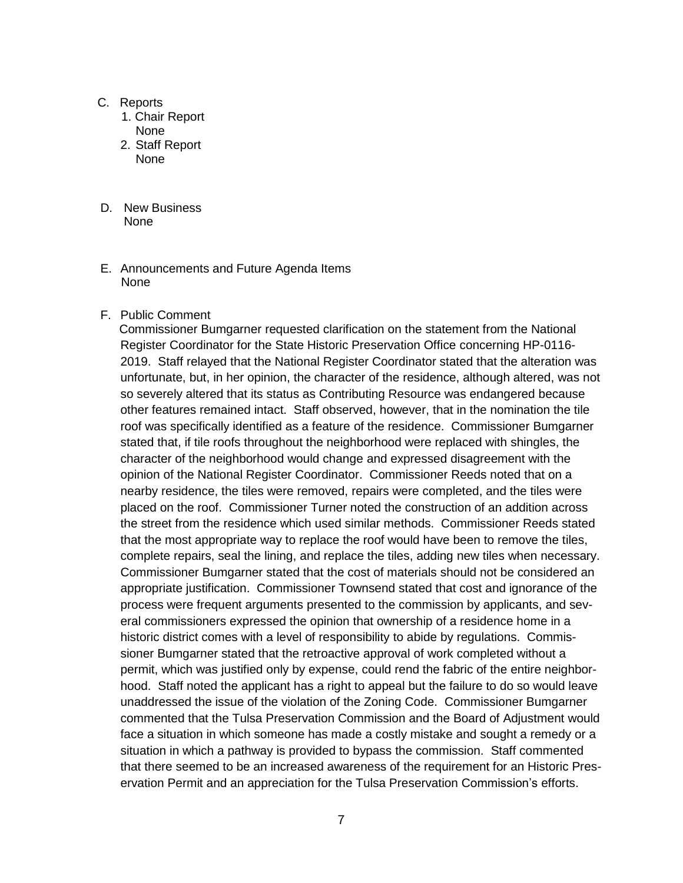C. Reports
   1. Chair Report
      None
   2. Staff Report
      None

D. New Business
   None

E. Announcements and Future Agenda Items
   None

F. Public Comment

Commissioner Bumgarner requested clarification on the statement from the National Register Coordinator for the State Historic Preservation Office concerning HP-0116-2019. Staff relayed that the National Register Coordinator stated that the alteration was unfortunate, but, in her opinion, the character of the residence, although altered, was not so severely altered that its status as Contributing Resource was endangered because other features remained intact. Staff observed, however, that in the nomination the tile roof was specifically identified as a feature of the residence. Commissioner Bumgarner stated that, if tile roofs throughout the neighborhood were replaced with shingles, the character of the neighborhood would change and expressed disagreement with the opinion of the National Register Coordinator. Commissioner Reeds noted that on a nearby residence, the tiles were removed, repairs were completed, and the tiles were placed on the roof. Commissioner Turner noted the construction of an addition across the street from the residence which used similar methods. Commissioner Reeds stated that the most appropriate way to replace the roof would have been to remove the tiles, complete repairs, seal the lining, and replace the tiles, adding new tiles when necessary. Commissioner Bumgarner stated that the cost of materials should not be considered an appropriate justification. Commissioner Townsend stated that cost and ignorance of the process were frequent arguments presented to the commission by applicants, and several commissioners expressed the opinion that ownership of a residence home in a historic district comes with a level of responsibility to abide by regulations. Commissioner Bumgarner stated that the retroactive approval of work completed without a permit, which was justified only by expense, could rend the fabric of the entire neighborhood. Staff noted the applicant has a right to appeal but the failure to do so would leave unaddressed the issue of the violation of the Zoning Code. Commissioner Bumgarner commented that the Tulsa Preservation Commission and the Board of Adjustment would face a situation in which someone has made a costly mistake and sought a remedy or a situation in which a pathway is provided to bypass the commission. Staff commented that there seemed to be an increased awareness of the requirement for an Historic Preservation Permit and an appreciation for the Tulsa Preservation Commission's efforts.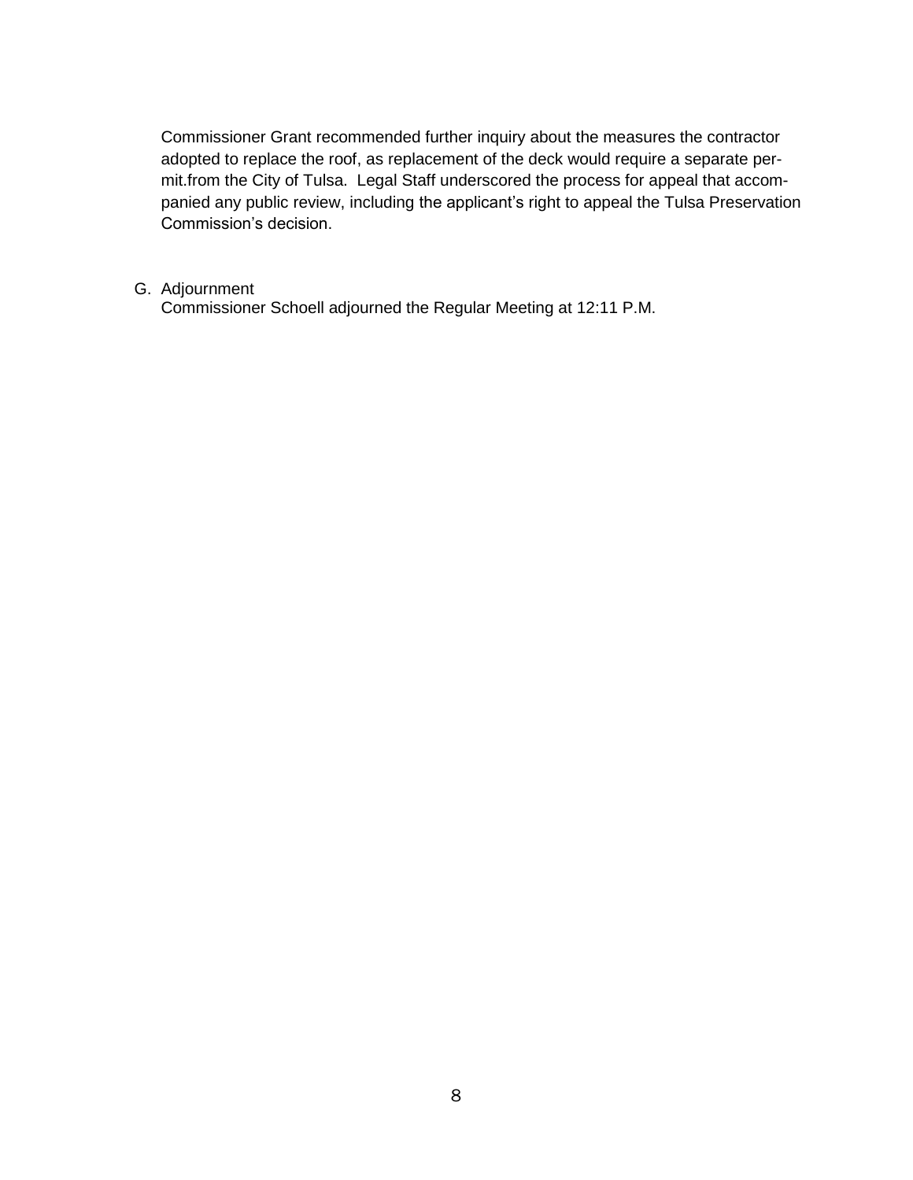Commissioner Grant recommended further inquiry about the measures the contractor adopted to replace the roof, as replacement of the deck would require a separate permit.from the City of Tulsa. Legal Staff underscored the process for appeal that accompanied any public review, including the applicant's right to appeal the Tulsa Preservation Commission's decision.

G. Adjournment
   Commissioner Schoell adjourned the Regular Meeting at 12:11 P.M.